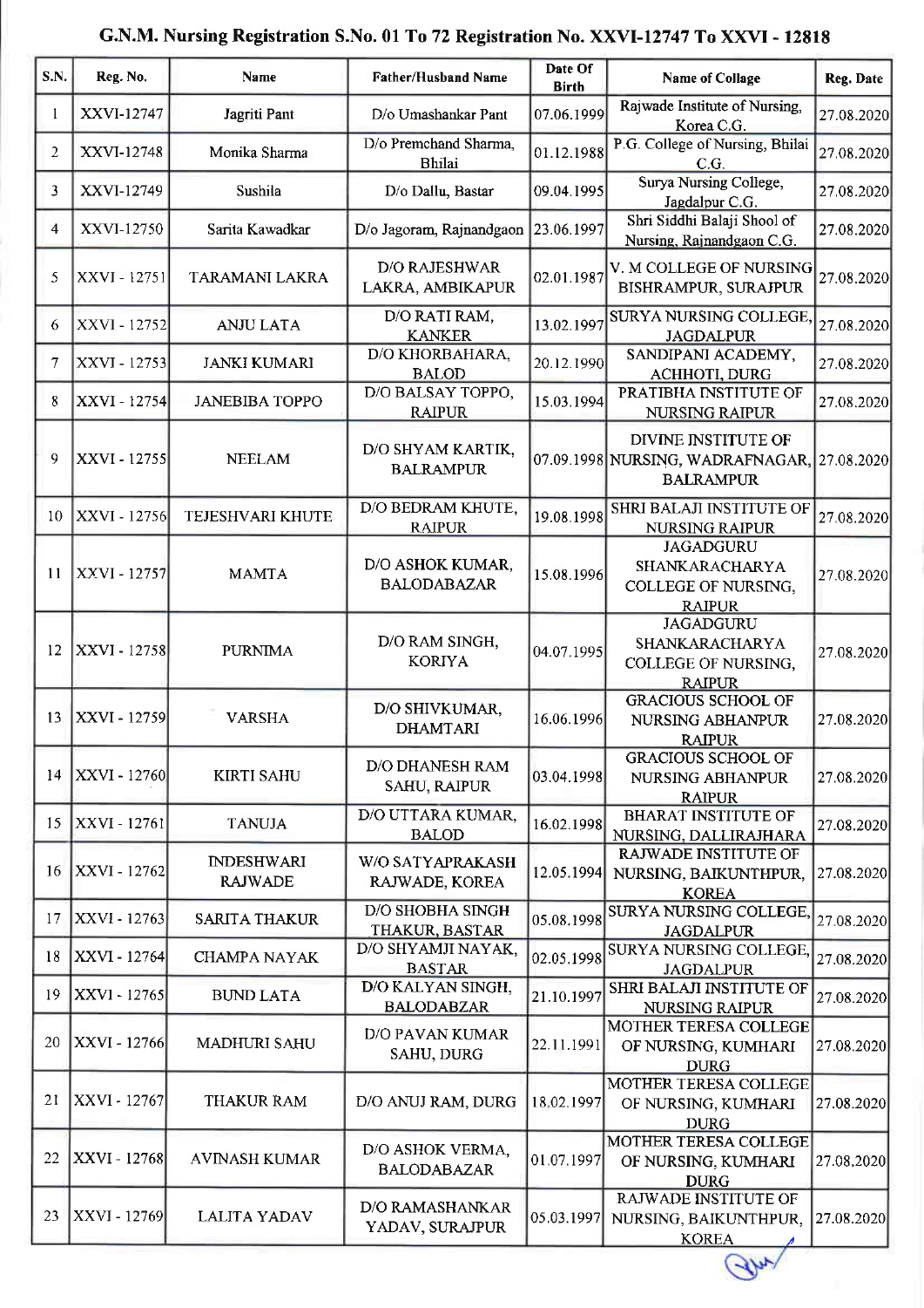# G.N.M. Nursing Registration S.No. 01 To 72 Registration No. XXVI-12747 To XXVI - 12818

| S.N. | Reg. No. | Name | Father/Husband Name | Date Of Birth | Name of Collage | Reg. Date |
|---|---|---|---|---|---|---|
| 1 | XXVI-12747 | Jagriti Pant | D/o Umashankar Pant | 07.06.1999 | Rajwade Institute of Nursing, Korea C.G. | 27.08.2020 |
| 2 | XXVI-12748 | Monika Sharma | D/o Premchand Sharma, Bhilai | 01.12.1988 | P.G. College of Nursing, Bhilai C.G. | 27.08.2020 |
| 3 | XXVI-12749 | Sushila | D/o Dallu, Bastar | 09.04.1995 | Surya Nursing College, Jagdalpur C.G. | 27.08.2020 |
| 4 | XXVI-12750 | Sarita Kawadkar | D/o Jagoram, Rajnandgaon | 23.06.1997 | Shri Siddhi Balaji Shool of Nursing, Rajnandgaon C.G. | 27.08.2020 |
| 5 | XXVI - 12751 | TARAMANI LAKRA | D/O RAJESHWAR LAKRA, AMBIKAPUR | 02.01.1987 | V. M COLLEGE OF NURSING BISHRAMPUR, SURAJPUR | 27.08.2020 |
| 6 | XXVI - 12752 | ANJU LATA | D/O RATI RAM, KANKER | 13.02.1997 | SURYA NURSING COLLEGE, JAGDALPUR | 27.08.2020 |
| 7 | XXVI - 12753 | JANKI KUMARI | D/O KHORBAHARA, BALOD | 20.12.1990 | SANDIPANI ACADEMY, ACHHOTI, DURG | 27.08.2020 |
| 8 | XXVI - 12754 | JANEBIBA TOPPO | D/O BALSAY TOPPO, RAIPUR | 15.03.1994 | PRATIBHA INSTITUTE OF NURSING RAIPUR | 27.08.2020 |
| 9 | XXVI - 12755 | NEELAM | D/O SHYAM KARTIK, BALRAMPUR | 07.09.1998 | DIVINE INSTITUTE OF NURSING, WADRAFNAGAR, BALRAMPUR | 27.08.2020 |
| 10 | XXVI - 12756 | TEJESHVARI KHUTE | D/O BEDRAM KHUTE, RAIPUR | 19.08.1998 | SHRI BALAJI INSTITUTE OF NURSING RAIPUR | 27.08.2020 |
| 11 | XXVI - 12757 | MAMTA | D/O ASHOK KUMAR, BALODABAZAR | 15.08.1996 | JAGADGURU SHANKARACHARYA COLLEGE OF NURSING, RAIPUR | 27.08.2020 |
| 12 | XXVI - 12758 | PURNIMA | D/O RAM SINGH, KORIYA | 04.07.1995 | JAGADGURU SHANKARACHARYA COLLEGE OF NURSING, RAIPUR | 27.08.2020 |
| 13 | XXVI - 12759 | VARSHA | D/O SHIVKUMAR, DHAMTARI | 16.06.1996 | GRACIOUS SCHOOL OF NURSING ABHANPUR RAIPUR | 27.08.2020 |
| 14 | XXVI - 12760 | KIRTI SAHU | D/O DHANESH RAM SAHU, RAIPUR | 03.04.1998 | GRACIOUS SCHOOL OF NURSING ABHANPUR RAIPUR | 27.08.2020 |
| 15 | XXVI - 12761 | TANUJA | D/O UTTARA KUMAR, BALOD | 16.02.1998 | BHARAT INSTITUTE OF NURSING, DALLIRAJHARA | 27.08.2020 |
| 16 | XXVI - 12762 | INDESHWARI RAJWADE | W/O SATYAPRAKASH RAJWADE, KOREA | 12.05.1994 | RAJWADE INSTITUTE OF NURSING, BAIKUNTHPUR, KOREA | 27.08.2020 |
| 17 | XXVI - 12763 | SARITA THAKUR | D/O SHOBHA SINGH THAKUR, BASTAR | 05.08.1998 | SURYA NURSING COLLEGE, JAGDALPUR | 27.08.2020 |
| 18 | XXVI - 12764 | CHAMPA NAYAK | D/O SHYAMJI NAYAK, BASTAR | 02.05.1998 | SURYA NURSING COLLEGE, JAGDALPUR | 27.08.2020 |
| 19 | XXVI - 12765 | BUND LATA | D/O KALYAN SINGH, BALODABZAR | 21.10.1997 | SHRI BALAJI INSTITUTE OF NURSING RAIPUR | 27.08.2020 |
| 20 | XXVI - 12766 | MADHURI SAHU | D/O PAVAN KUMAR SAHU, DURG | 22.11.1991 | MOTHER TERESA COLLEGE OF NURSING, KUMHARI DURG | 27.08.2020 |
| 21 | XXVI - 12767 | THAKUR RAM | D/O ANUJ RAM, DURG | 18.02.1997 | MOTHER TERESA COLLEGE OF NURSING, KUMHARI DURG | 27.08.2020 |
| 22 | XXVI - 12768 | AVINASH KUMAR | D/O ASHOK VERMA, BALODABAZAR | 01.07.1997 | MOTHER TERESA COLLEGE OF NURSING, KUMHARI DURG | 27.08.2020 |
| 23 | XXVI - 12769 | LALITA YADAV | D/O RAMASHANKAR YADAV, SURAJPUR | 05.03.1997 | RAJWADE INSTITUTE OF NURSING, BAIKUNTHPUR, KOREA | 27.08.2020 |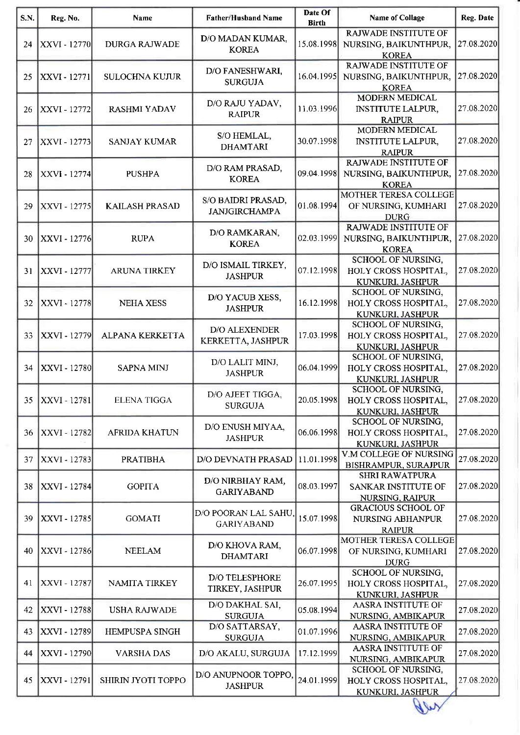| S.N. | Reg. No. | Name | Father/Husband Name | Date Of Birth | Name of Collage | Reg. Date |
|---|---|---|---|---|---|---|
| 24 | XXVI - 12770 | DURGA RAJWADE | D/O MADAN KUMAR, KOREA | 15.08.1998 | RAJWADE INSTITUTE OF NURSING, BAIKUNTHPUR, KOREA | 27.08.2020 |
| 25 | XXVI - 12771 | SULOCHNA KUJUR | D/O FANESHWARI, SURGUJA | 16.04.1995 | RAJWADE INSTITUTE OF NURSING, BAIKUNTHPUR, KOREA | 27.08.2020 |
| 26 | XXVI - 12772 | RASHMI YADAV | D/O RAJU YADAV, RAIPUR | 11.03.1996 | MODERN MEDICAL INSTITUTE LALPUR, RAIPUR | 27.08.2020 |
| 27 | XXVI - 12773 | SANJAY KUMAR | S/O HEMLAL, DHAMTARI | 30.07.1998 | MODERN MEDICAL INSTITUTE LALPUR, RAIPUR | 27.08.2020 |
| 28 | XXVI - 12774 | PUSHPA | D/O RAM PRASAD, KOREA | 09.04.1998 | RAJWADE INSTITUTE OF NURSING, BAIKUNTHPUR, KOREA | 27.08.2020 |
| 29 | XXVI - 12775 | KAILASH PRASAD | S/O BAIDRI PRASAD, JANJGIRCHAMPA | 01.08.1994 | MOTHER TERESA COLLEGE OF NURSING, KUMHARI DURG | 27.08.2020 |
| 30 | XXVI - 12776 | RUPA | D/O RAMKARAN, KOREA | 02.03.1999 | RAJWADE INSTITUTE OF NURSING, BAIKUNTHPUR, KOREA | 27.08.2020 |
| 31 | XXVI - 12777 | ARUNA TIRKEY | D/O ISMAIL TIRKEY, JASHPUR | 07.12.1998 | SCHOOL OF NURSING, HOLY CROSS HOSPITAL, KUNKURI, JASHPUR | 27.08.2020 |
| 32 | XXVI - 12778 | NEHA XESS | D/O YACUB XESS, JASHPUR | 16.12.1998 | SCHOOL OF NURSING, HOLY CROSS HOSPITAL, KUNKURI, JASHPUR | 27.08.2020 |
| 33 | XXVI - 12779 | ALPANA KERKETTA | D/O ALEXENDER KERKETTA, JASHPUR | 17.03.1998 | SCHOOL OF NURSING, HOLY CROSS HOSPITAL, KUNKURI, JASHPUR | 27.08.2020 |
| 34 | XXVI - 12780 | SAPNA MINJ | D/O LALIT MINJ, JASHPUR | 06.04.1999 | SCHOOL OF NURSING, HOLY CROSS HOSPITAL, KUNKURI, JASHPUR | 27.08.2020 |
| 35 | XXVI - 12781 | ELENA TIGGA | D/O AJEET TIGGA, SURGUJA | 20.05.1998 | SCHOOL OF NURSING, HOLY CROSS HOSPITAL, KUNKURI, JASHPUR | 27.08.2020 |
| 36 | XXVI - 12782 | AFRIDA KHATUN | D/O ENUSH MIYAA, JASHPUR | 06.06.1998 | SCHOOL OF NURSING, HOLY CROSS HOSPITAL, KUNKURI, JASHPUR | 27.08.2020 |
| 37 | XXVI - 12783 | PRATIBHA | D/O DEVNATH PRASAD | 11.01.1998 | V.M COLLEGE OF NURSING BISHRAMPUR, SURAJPUR | 27.08.2020 |
| 38 | XXVI - 12784 | GOPITA | D/O NIRBHAY RAM, GARIYABAND | 08.03.1997 | SHRI RAWATPURA SANKAR INSTITUTE OF NURSING, RAIPUR | 27.08.2020 |
| 39 | XXVI - 12785 | GOMATI | D/O POORAN LAL SAHU, GARIYABAND | 15.07.1998 | GRACIOUS SCHOOL OF NURSING ABHANPUR RAIPUR | 27.08.2020 |
| 40 | XXVI - 12786 | NEELAM | D/O KHOVA RAM, DHAMTARI | 06.07.1998 | MOTHER TERESA COLLEGE OF NURSING, KUMHARI DURG | 27.08.2020 |
| 41 | XXVI - 12787 | NAMITA TIRKEY | D/O TELESPHORE TIRKEY, JASHPUR | 26.07.1995 | SCHOOL OF NURSING, HOLY CROSS HOSPITAL, KUNKURI, JASHPUR | 27.08.2020 |
| 42 | XXVI - 12788 | USHA RAJWADE | D/O DAKHAL SAI, SURGUJA | 05.08.1994 | AASRA INSTITUTE OF NURSING, AMBIKAPUR | 27.08.2020 |
| 43 | XXVI - 12789 | HEMPUSPA SINGH | D/O SATTARSAY, SURGUJA | 01.07.1996 | AASRA INSTITUTE OF NURSING, AMBIKAPUR | 27.08.2020 |
| 44 | XXVI - 12790 | VARSHA DAS | D/O AKALU, SURGUJA | 17.12.1999 | AASRA INSTITUTE OF NURSING, AMBIKAPUR | 27.08.2020 |
| 45 | XXVI - 12791 | SHIRIN JYOTI TOPPO | D/O ANUPNOOR TOPPO, JASHPUR | 24.01.1999 | SCHOOL OF NURSING, HOLY CROSS HOSPITAL, KUNKURI, JASHPUR | 27.08.2020 |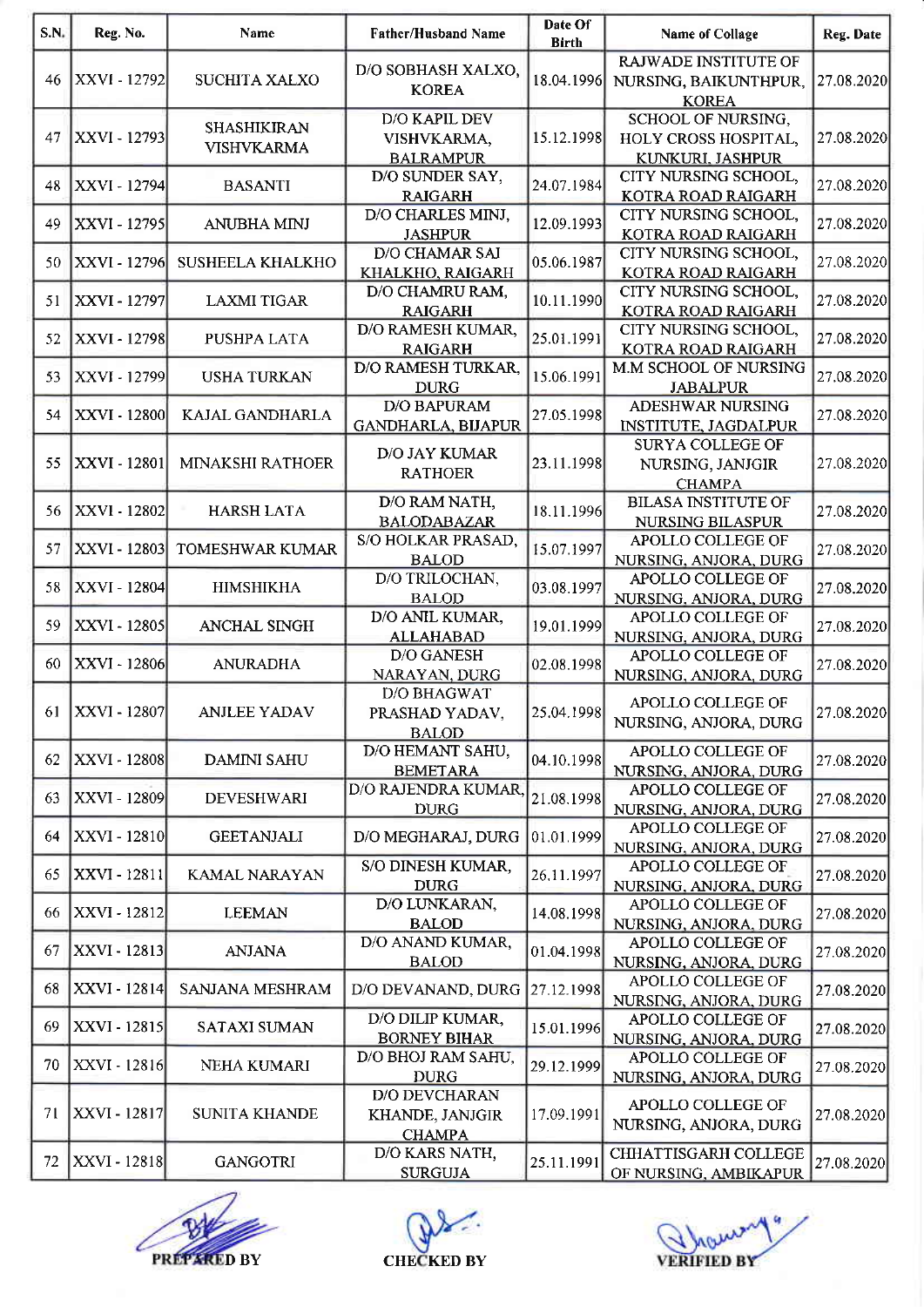| S.N. | Reg. No. | Name | Father/Husband Name | Date Of Birth | Name of Collage | Reg. Date |
|---|---|---|---|---|---|---|
| 46 | XXVI - 12792 | SUCHITA XALXO | D/O SOBHASH XALXO, KOREA | 18.04.1996 | RAJWADE INSTITUTE OF NURSING, BAIKUNTHPUR, KOREA | 27.08.2020 |
| 47 | XXVI - 12793 | SHASHIKIRAN VISHVKARMA | D/O KAPIL DEV VISHVKARMA, BALRAMPUR | 15.12.1998 | SCHOOL OF NURSING, HOLY CROSS HOSPITAL, KUNKURI, JASHPUR | 27.08.2020 |
| 48 | XXVI - 12794 | BASANTI | D/O SUNDER SAY, RAIGARH | 24.07.1984 | CITY NURSING SCHOOL, KOTRA ROAD RAIGARH | 27.08.2020 |
| 49 | XXVI - 12795 | ANUBHA MINJ | D/O CHARLES MINJ, JASHPUR | 12.09.1993 | CITY NURSING SCHOOL, KOTRA ROAD RAIGARH | 27.08.2020 |
| 50 | XXVI - 12796 | SUSHEELA KHALKHO | D/O CHAMAR SAI KHALKHO, RAIGARH | 05.06.1987 | CITY NURSING SCHOOL, KOTRA ROAD RAIGARH | 27.08.2020 |
| 51 | XXVI - 12797 | LAXMI TIGAR | D/O CHAMRU RAM, RAIGARH | 10.11.1990 | CITY NURSING SCHOOL, KOTRA ROAD RAIGARH | 27.08.2020 |
| 52 | XXVI - 12798 | PUSHPA LATA | D/O RAMESH KUMAR, RAIGARH | 25.01.1991 | CITY NURSING SCHOOL, KOTRA ROAD RAIGARH | 27.08.2020 |
| 53 | XXVI - 12799 | USHA TURKAN | D/O RAMESH TURKAR, DURG | 15.06.1991 | M.M SCHOOL OF NURSING JABALPUR | 27.08.2020 |
| 54 | XXVI - 12800 | KAJAL GANDHARLA | D/O BAPURAM GANDHARLA, BIJAPUR | 27.05.1998 | ADESHWAR NURSING INSTITUTE, JAGDALPUR | 27.08.2020 |
| 55 | XXVI - 12801 | MINAKSHI RATHOER | D/O JAY KUMAR RATHOER | 23.11.1998 | SURYA COLLEGE OF NURSING, JANJGIR CHAMPA | 27.08.2020 |
| 56 | XXVI - 12802 | HARSH LATA | D/O RAM NATH, BALODABAZAR | 18.11.1996 | BILASA INSTITUTE OF NURSING BILASPUR | 27.08.2020 |
| 57 | XXVI - 12803 | TOMESHWAR KUMAR | S/O HOLKAR PRASAD, BALOD | 15.07.1997 | APOLLO COLLEGE OF NURSING, ANJORA, DURG | 27.08.2020 |
| 58 | XXVI - 12804 | HIMSHIKHA | D/O TRILOCHAN, BALOD | 03.08.1997 | APOLLO COLLEGE OF NURSING, ANJORA, DURG | 27.08.2020 |
| 59 | XXVI - 12805 | ANCHAL SINGH | D/O ANIL KUMAR, ALLAHABAD | 19.01.1999 | APOLLO COLLEGE OF NURSING, ANJORA, DURG | 27.08.2020 |
| 60 | XXVI - 12806 | ANURADHA | D/O GANESH NARAYAN, DURG | 02.08.1998 | APOLLO COLLEGE OF NURSING, ANJORA, DURG | 27.08.2020 |
| 61 | XXVI - 12807 | ANJLEE YADAV | D/O BHAGWAT PRASHAD YADAV, BALOD | 25.04.1998 | APOLLO COLLEGE OF NURSING, ANJORA, DURG | 27.08.2020 |
| 62 | XXVI - 12808 | DAMINI SAHU | D/O HEMANT SAHU, BEMETARA | 04.10.1998 | APOLLO COLLEGE OF NURSING, ANJORA, DURG | 27.08.2020 |
| 63 | XXVI - 12809 | DEVESHWARI | D/O RAJENDRA KUMAR, DURG | 21.08.1998 | APOLLO COLLEGE OF NURSING, ANJORA, DURG | 27.08.2020 |
| 64 | XXVI - 12810 | GEETANJALI | D/O MEGHARAJ, DURG | 01.01.1999 | APOLLO COLLEGE OF NURSING, ANJORA, DURG | 27.08.2020 |
| 65 | XXVI - 12811 | KAMAL NARAYAN | S/O DINESH KUMAR, DURG | 26.11.1997 | APOLLO COLLEGE OF NURSING, ANJORA, DURG | 27.08.2020 |
| 66 | XXVI - 12812 | LEEMAN | D/O LUNKARAN, BALOD | 14.08.1998 | APOLLO COLLEGE OF NURSING, ANJORA, DURG | 27.08.2020 |
| 67 | XXVI - 12813 | ANJANA | D/O ANAND KUMAR, BALOD | 01.04.1998 | APOLLO COLLEGE OF NURSING, ANJORA, DURG | 27.08.2020 |
| 68 | XXVI - 12814 | SANJANA MESHRAM | D/O DEVANAND, DURG | 27.12.1998 | APOLLO COLLEGE OF NURSING, ANJORA, DURG | 27.08.2020 |
| 69 | XXVI - 12815 | SATAXI SUMAN | D/O DILIP KUMAR, BORNEY BIHAR | 15.01.1996 | APOLLO COLLEGE OF NURSING, ANJORA, DURG | 27.08.2020 |
| 70 | XXVI - 12816 | NEHA KUMARI | D/O BHOJ RAM SAHU, DURG | 29.12.1999 | APOLLO COLLEGE OF NURSING, ANJORA, DURG | 27.08.2020 |
| 71 | XXVI - 12817 | SUNITA KHANDE | D/O DEVCHARAN KHANDE, JANJGIR CHAMPA | 17.09.1991 | APOLLO COLLEGE OF NURSING, ANJORA, DURG | 27.08.2020 |
| 72 | XXVI - 12818 | GANGOTRI | D/O KARS NATH, SURGUJA | 25.11.1991 | CHHATTISGARH COLLEGE OF NURSING, AMBIKAPUR | 27.08.2020 |

PREPARED BY　　　　CHECKED BY　　　　VERIFIED BY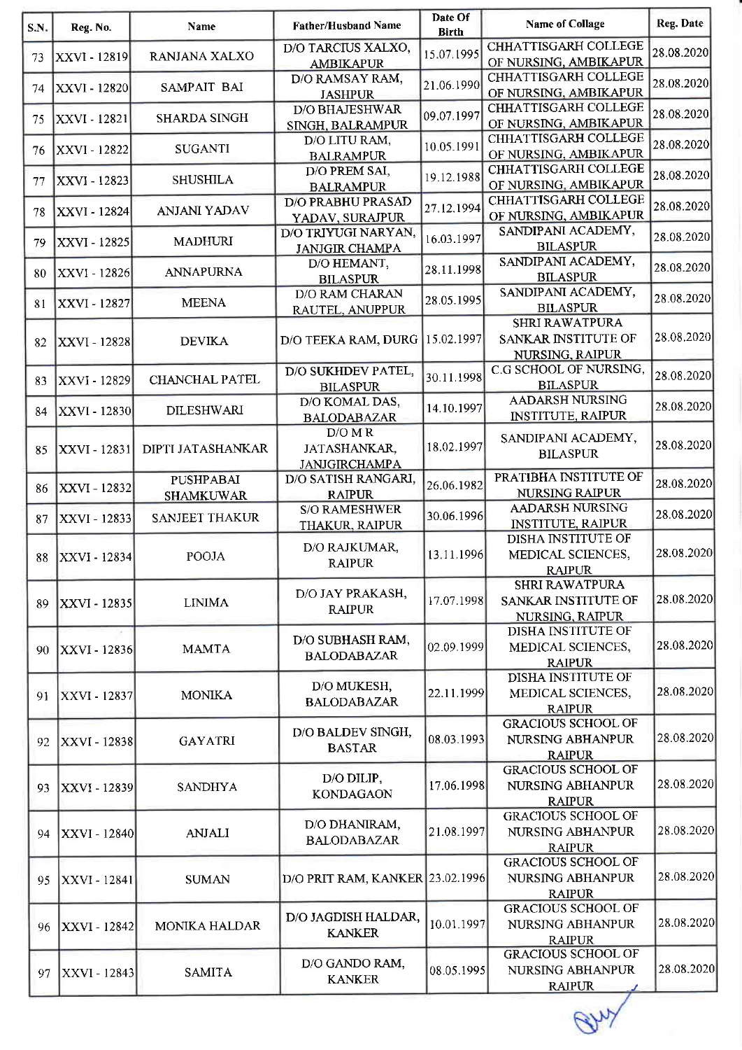| S.N. | Reg. No. | Name | Father/Husband Name | Date Of Birth | Name of Collage | Reg. Date |
|---|---|---|---|---|---|---|
| 73 | XXVI - 12819 | RANJANA XALXO | D/O TARCIUS XALXO, AMBIKAPUR | 15.07.1995 | CHHATTISGARH COLLEGE OF NURSING, AMBIKAPUR | 28.08.2020 |
| 74 | XXVI - 12820 | SAMPAIT BAI | D/O RAMSAY RAM, JASHPUR | 21.06.1990 | CHHATTISGARH COLLEGE OF NURSING, AMBIKAPUR | 28.08.2020 |
| 75 | XXVI - 12821 | SHARDA SINGH | D/O BHAJESHWAR SINGH, BALRAMPUR | 09.07.1997 | CHHATTISGARH COLLEGE OF NURSING, AMBIKAPUR | 28.08.2020 |
| 76 | XXVI - 12822 | SUGANTI | D/O LITU RAM, BALRAMPUR | 10.05.1991 | CHHATTISGARH COLLEGE OF NURSING, AMBIKAPUR | 28.08.2020 |
| 77 | XXVI - 12823 | SHUSHILA | D/O PREM SAI, BALRAMPUR | 19.12.1988 | CHHATTISGARH COLLEGE OF NURSING, AMBIKAPUR | 28.08.2020 |
| 78 | XXVI - 12824 | ANJANI YADAV | D/O PRABHU PRASAD YADAV, SURAJPUR | 27.12.1994 | CHHATTISGARH COLLEGE OF NURSING, AMBIKAPUR | 28.08.2020 |
| 79 | XXVI - 12825 | MADHURI | D/O TRIYUGI NARYAN, JANJGIR CHAMPA | 16.03.1997 | SANDIPANI ACADEMY, BILASPUR | 28.08.2020 |
| 80 | XXVI - 12826 | ANNAPURNA | D/O HEMANT, BILASPUR | 28.11.1998 | SANDIPANI ACADEMY, BILASPUR | 28.08.2020 |
| 81 | XXVI - 12827 | MEENA | D/O RAM CHARAN RAUTEL, ANUPPUR | 28.05.1995 | SANDIPANI ACADEMY, BILASPUR | 28.08.2020 |
| 82 | XXVI - 12828 | DEVIKA | D/O TEEKA RAM, DURG | 15.02.1997 | SHRI RAWATPURA SANKAR INSTITUTE OF NURSING, RAIPUR | 28.08.2020 |
| 83 | XXVI - 12829 | CHANCHAL PATEL | D/O SUKHDEV PATEL, BILASPUR | 30.11.1998 | C.G SCHOOL OF NURSING, BILASPUR | 28.08.2020 |
| 84 | XXVI - 12830 | DILESHWARI | D/O KOMAL DAS, BALODABAZAR | 14.10.1997 | AADARSH NURSING INSTITUTE, RAIPUR | 28.08.2020 |
| 85 | XXVI - 12831 | DIPTI JATASHANKAR | D/O M R JATASHANKAR, JANJGIRCHAMPA | 18.02.1997 | SANDIPANI ACADEMY, BILASPUR | 28.08.2020 |
| 86 | XXVI - 12832 | PUSHPABAI SHAMKUWAR | D/O SATISH RANGARI, RAIPUR | 26.06.1982 | PRATIBHA INSTITUTE OF NURSING RAIPUR | 28.08.2020 |
| 87 | XXVI - 12833 | SANJEET THAKUR | S/O RAMESHWER THAKUR, RAIPUR | 30.06.1996 | AADARSH NURSING INSTITUTE, RAIPUR | 28.08.2020 |
| 88 | XXVI - 12834 | POOJA | D/O RAJKUMAR, RAIPUR | 13.11.1996 | DISHA INSTITUTE OF MEDICAL SCIENCES, RAIPUR | 28.08.2020 |
| 89 | XXVI - 12835 | LINIMA | D/O JAY PRAKASH, RAIPUR | 17.07.1998 | SHRI RAWATPURA SANKAR INSTITUTE OF NURSING, RAIPUR | 28.08.2020 |
| 90 | XXVI - 12836 | MAMTA | D/O SUBHASH RAM, BALODABAZAR | 02.09.1999 | DISHA INSTITUTE OF MEDICAL SCIENCES, RAIPUR | 28.08.2020 |
| 91 | XXVI - 12837 | MONIKA | D/O MUKESH, BALODABAZAR | 22.11.1999 | DISHA INSTITUTE OF MEDICAL SCIENCES, RAIPUR | 28.08.2020 |
| 92 | XXVI - 12838 | GAYATRI | D/O BALDEV SINGH, BASTAR | 08.03.1993 | GRACIOUS SCHOOL OF NURSING ABHANPUR RAIPUR | 28.08.2020 |
| 93 | XXVI - 12839 | SANDHYA | D/O DILIP, KONDAGAON | 17.06.1998 | GRACIOUS SCHOOL OF NURSING ABHANPUR RAIPUR | 28.08.2020 |
| 94 | XXVI - 12840 | ANJALI | D/O DHANIRAM, BALODABAZAR | 21.08.1997 | GRACIOUS SCHOOL OF NURSING ABHANPUR RAIPUR | 28.08.2020 |
| 95 | XXVI - 12841 | SUMAN | D/O PRIT RAM, KANKER | 23.02.1996 | GRACIOUS SCHOOL OF NURSING ABHANPUR RAIPUR | 28.08.2020 |
| 96 | XXVI - 12842 | MONIKA HALDAR | D/O JAGDISH HALDAR, KANKER | 10.01.1997 | GRACIOUS SCHOOL OF NURSING ABHANPUR RAIPUR | 28.08.2020 |
| 97 | XXVI - 12843 | SAMITA | D/O GANDO RAM, KANKER | 08.05.1995 | GRACIOUS SCHOOL OF NURSING ABHANPUR RAIPUR | 28.08.2020 |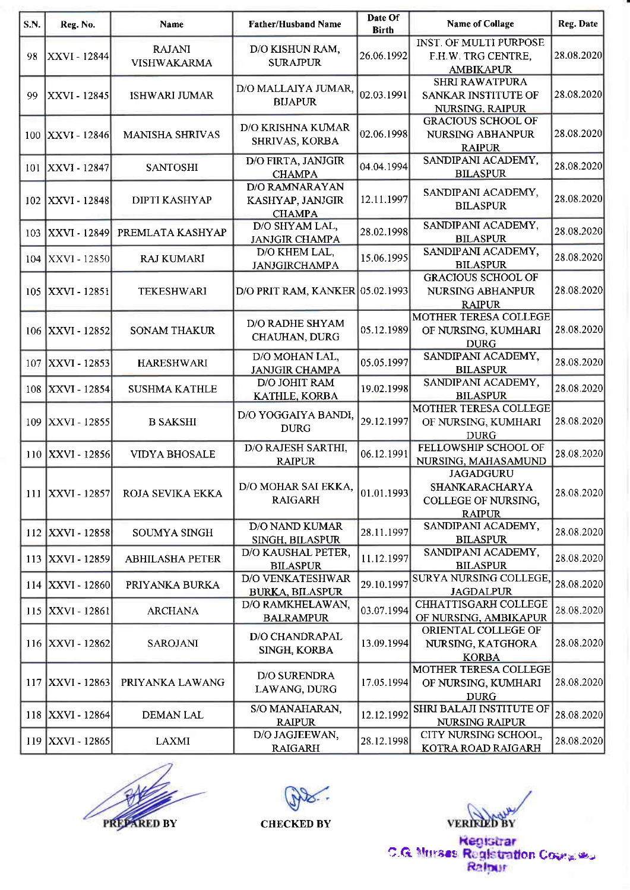| S.N. | Reg. No. | Name | Father/Husband Name | Date Of Birth | Name of Collage | Reg. Date |
|---|---|---|---|---|---|---|
| 98 | XXVI - 12844 | RAJANI VISHWAKARMA | D/O KISHUN RAM, SURAJPUR | 26.06.1992 | INST. OF MULTI PURPOSE F.H.W. TRG CENTRE, AMBIKAPUR | 28.08.2020 |
| 99 | XXVI - 12845 | ISHWARI JUMAR | D/O MALLAIYA JUMAR, BIJAPUR | 02.03.1991 | SHRI RAWATPURA SANKAR INSTITUTE OF NURSING, RAIPUR | 28.08.2020 |
| 100 | XXVI - 12846 | MANISHA SHRIVAS | D/O KRISHNA KUMAR SHRIVAS, KORBA | 02.06.1998 | GRACIOUS SCHOOL OF NURSING ABHANPUR RAIPUR | 28.08.2020 |
| 101 | XXVI - 12847 | SANTOSHI | D/O FIRTA, JANJGIR CHAMPA | 04.04.1994 | SANDIPANI ACADEMY, BILASPUR | 28.08.2020 |
| 102 | XXVI - 12848 | DIPTI KASHYAP | D/O RAMNARAYAN KASHYAP, JANJGIR CHAMPA | 12.11.1997 | SANDIPANI ACADEMY, BILASPUR | 28.08.2020 |
| 103 | XXVI - 12849 | PREMLATA KASHYAP | D/O SHYAM LAL, JANJGIR CHAMPA | 28.02.1998 | SANDIPANI ACADEMY, BILASPUR | 28.08.2020 |
| 104 | XXVI - 12850 | RAJ KUMARI | D/O KHEM LAL, JANJGIRCHAMPA | 15.06.1995 | SANDIPANI ACADEMY, BILASPUR | 28.08.2020 |
| 105 | XXVI - 12851 | TEKESHWARI | D/O PRIT RAM, KANKER | 05.02.1993 | GRACIOUS SCHOOL OF NURSING ABHANPUR RAIPUR | 28.08.2020 |
| 106 | XXVI - 12852 | SONAM THAKUR | D/O RADHE SHYAM CHAUHAN, DURG | 05.12.1989 | MOTHER TERESA COLLEGE OF NURSING, KUMHARI DURG | 28.08.2020 |
| 107 | XXVI - 12853 | HARESHWARI | D/O MOHAN LAL, JANJGIR CHAMPA | 05.05.1997 | SANDIPANI ACADEMY, BILASPUR | 28.08.2020 |
| 108 | XXVI - 12854 | SUSHMA KATHLE | D/O JOHIT RAM KATHLE, KORBA | 19.02.1998 | SANDIPANI ACADEMY, BILASPUR | 28.08.2020 |
| 109 | XXVI - 12855 | B SAKSHI | D/O YOGGAIYA BANDI, DURG | 29.12.1997 | MOTHER TERESA COLLEGE OF NURSING, KUMHARI DURG | 28.08.2020 |
| 110 | XXVI - 12856 | VIDYA BHOSALE | D/O RAJESH SARTHI, RAIPUR | 06.12.1991 | FELLOWSHIP SCHOOL OF NURSING, MAHASAMUND | 28.08.2020 |
| 111 | XXVI - 12857 | ROJA SEVIKA EKKA | D/O MOHAR SAI EKKA, RAIGARH | 01.01.1993 | JAGADGURU SHANKARACHARYA COLLEGE OF NURSING, RAIPUR | 28.08.2020 |
| 112 | XXVI - 12858 | SOUMYA SINGH | D/O NAND KUMAR SINGH, BILASPUR | 28.11.1997 | SANDIPANI ACADEMY, BILASPUR | 28.08.2020 |
| 113 | XXVI - 12859 | ABHILASHA PETER | D/O KAUSHAL PETER, BILASPUR | 11.12.1997 | SANDIPANI ACADEMY, BILASPUR | 28.08.2020 |
| 114 | XXVI - 12860 | PRIYANKA BURKA | D/O VENKATESHWAR BURKA, BILASPUR | 29.10.1997 | SURYA NURSING COLLEGE, JAGDALPUR | 28.08.2020 |
| 115 | XXVI - 12861 | ARCHANA | D/O RAMKHELAWAN, BALRAMPUR | 03.07.1994 | CHHATTISGARH COLLEGE OF NURSING, AMBIKAPUR | 28.08.2020 |
| 116 | XXVI - 12862 | SAROJANI | D/O CHANDRAPAL SINGH, KORBA | 13.09.1994 | ORIENTAL COLLEGE OF NURSING, KATGHORA KORBA | 28.08.2020 |
| 117 | XXVI - 12863 | PRIYANKA LAWANG | D/O SURENDRA LAWANG, DURG | 17.05.1994 | MOTHER TERESA COLLEGE OF NURSING, KUMHARI DURG | 28.08.2020 |
| 118 | XXVI - 12864 | DEMAN LAL | S/O MANAHARAN, RAIPUR | 12.12.1992 | SHRI BALAJI INSTITUTE OF NURSING RAIPUR | 28.08.2020 |
| 119 | XXVI - 12865 | LAXMI | D/O JAGJEEWAN, RAIGARH | 28.12.1998 | CITY NURSING SCHOOL, KOTRA ROAD RAIGARH | 28.08.2020 |

PREPARED BY　　　　CHECKED BY　　　　VERIFIED BY

Registrar
C.G. Nurses Registration Council
Raipur